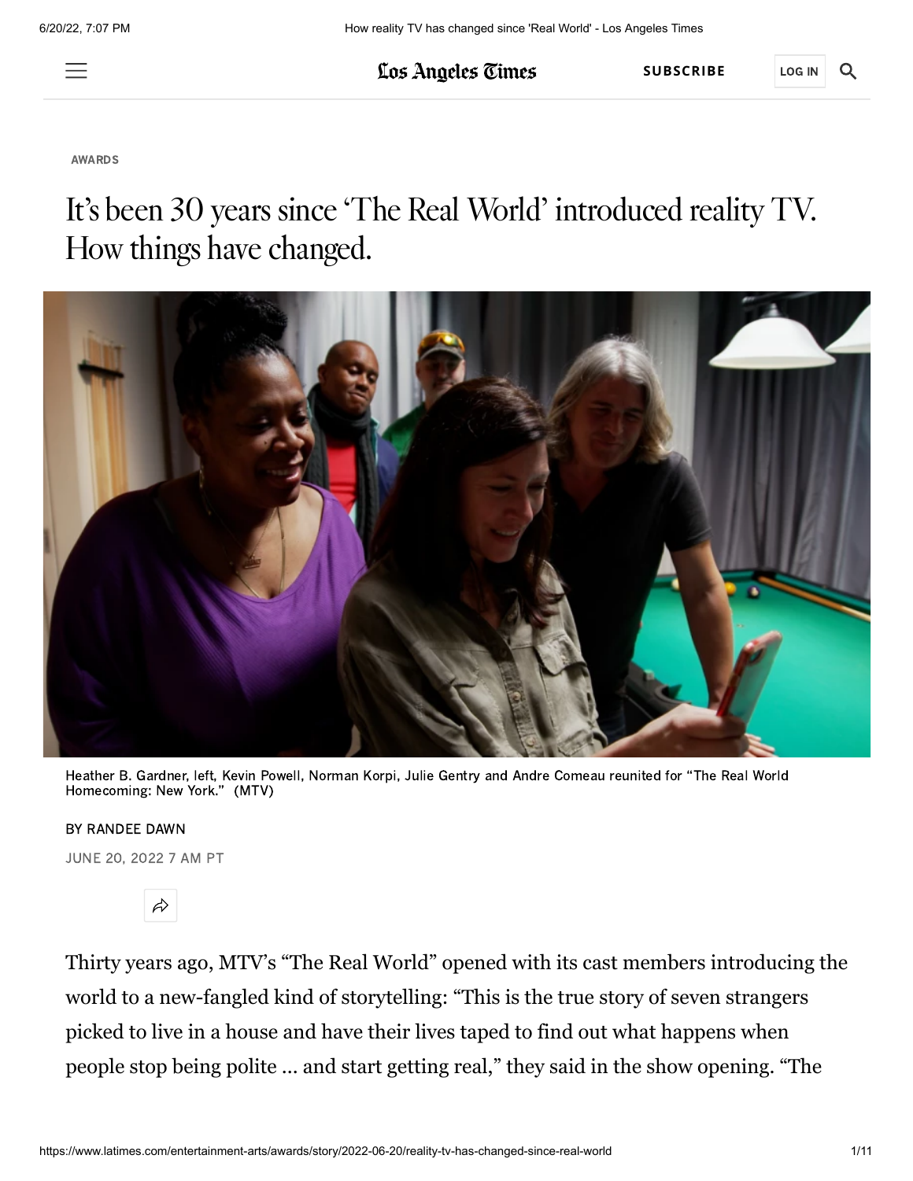AWARDS

# It's been 30 years since 'The Real World' introduced reality TV. How things have changed.

Heather B. Gardner, left, Kevin Powell, Norman Korpi, Julie Gentry and Andre Comeau reunited for "The Real World Homecoming: New York." (MTV)

BY RANDEE DAWN

JUNE 20, 2022 7 AM PT

Thirty years ago, MTV's "The Real World" opened with its cast members introducing the world to a new-fangled kind of storytelling: "This is the true story of seven strangers picked to live in a house and have their lives taped to find out what happens when people stop being polite … and start getting real," they said in the show opening. "The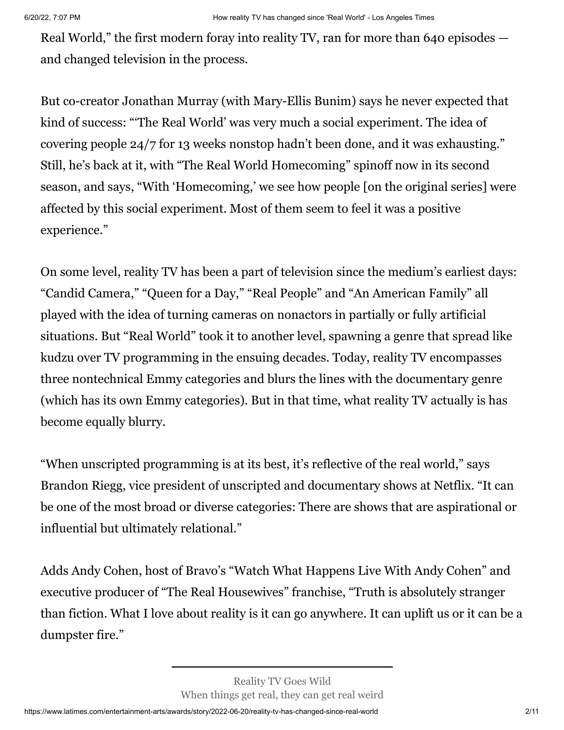Real World," the first modern foray into reality TV, ran for more than 640 episodes — and changed television in the process.

But co-creator Jonathan Murray (with Mary-Ellis Bunim) says he never expected that kind of success: "'The Real World' was very much a social experiment. The idea of covering people 24/7 for 13 weeks nonstop hadn't been done, and it was exhausting." Still, he's back at it, with "The Real World Homecoming" spinoff now in its second season, and says, "With 'Homecoming,' we see how people [on the original series] were affected by this social experiment. Most of them seem to feel it was a positive experience."

On some level, reality TV has been a part of television since the medium's earliest days: "Candid Camera," "Queen for a Day," "Real People" and "An American Family" all played with the idea of turning cameras on nonactors in partially or fully artificial situations. But "Real World" took it to another level, spawning a genre that spread like kudzu over TV programming in the ensuing decades. Today, reality TV encompasses three nontechnical Emmy categories and blurs the lines with the documentary genre (which has its own Emmy categories). But in that time, what reality TV actually is has become equally blurry.

"When unscripted programming is at its best, it's reflective of the real world," says Brandon Riegg, vice president of unscripted and documentary shows at Netflix. "It can be one of the most broad or diverse categories: There are shows that are aspirational or influential but ultimately relational."

Adds Andy Cohen, host of Bravo's "Watch What Happens Live With Andy Cohen" and executive producer of "The Real Housewives" franchise, "Truth is absolutely stranger than fiction. What I love about reality is it can go anywhere. It can uplift us or it can be a dumpster fire."

---

Reality TV Goes Wild

When things get real, they can get real weird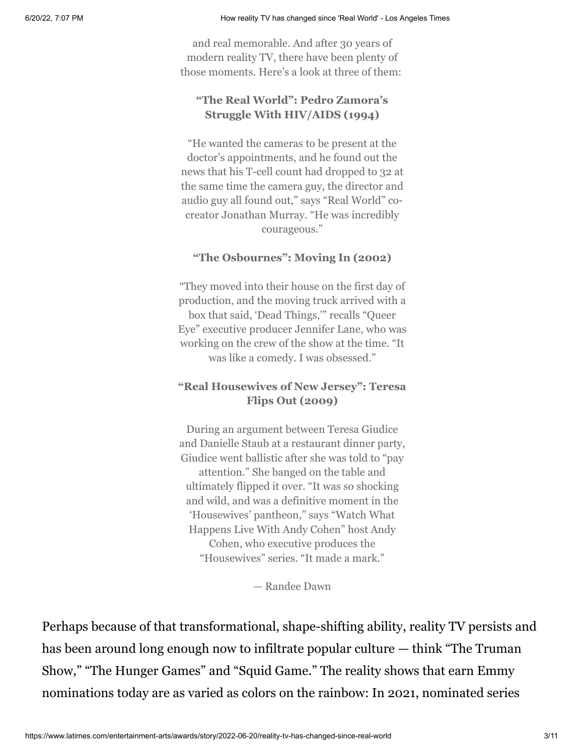and real memorable. And after 30 years of modern reality TV, there have been plenty of those moments. Here's a look at three of them:

**"The Real World": Pedro Zamora's Struggle With HIV/AIDS (1994)**

"He wanted the cameras to be present at the doctor's appointments, and he found out the news that his T-cell count had dropped to 32 at the same time the camera guy, the director and audio guy all found out," says "Real World" co-creator Jonathan Murray. "He was incredibly courageous."

**"The Osbournes": Moving In (2002)**

"They moved into their house on the first day of production, and the moving truck arrived with a box that said, 'Dead Things,'" recalls "Queer Eye" executive producer Jennifer Lane, who was working on the crew of the show at the time. "It was like a comedy. I was obsessed."

**"Real Housewives of New Jersey": Teresa Flips Out (2009)**

During an argument between Teresa Giudice and Danielle Staub at a restaurant dinner party, Giudice went ballistic after she was told to "pay attention." She banged on the table and ultimately flipped it over. "It was so shocking and wild, and was a definitive moment in the 'Housewives' pantheon," says "Watch What Happens Live With Andy Cohen" host Andy Cohen, who executive produces the "Housewives" series. "It made a mark."

— Randee Dawn

Perhaps because of that transformational, shape-shifting ability, reality TV persists and has been around long enough now to infiltrate popular culture — think "The Truman Show," "The Hunger Games" and "Squid Game." The reality shows that earn Emmy nominations today are as varied as colors on the rainbow: In 2021, nominated series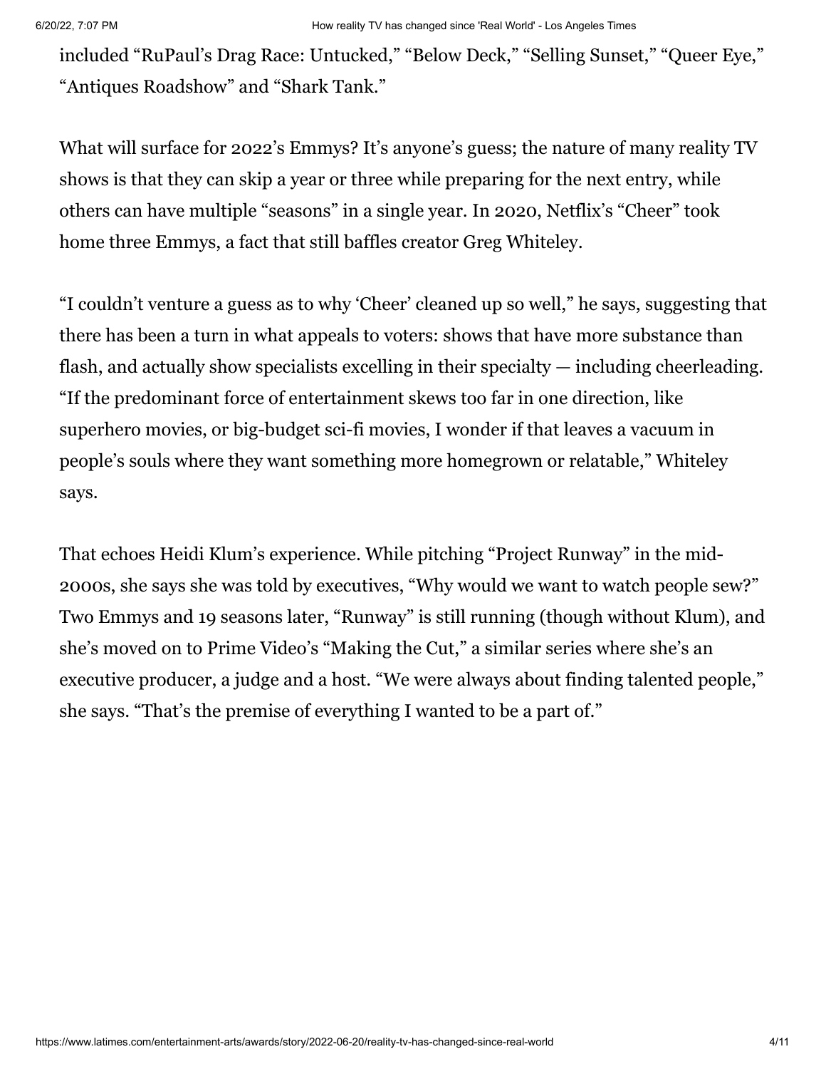included “RuPaul’s Drag Race: Untucked,” “Below Deck,” “Selling Sunset,” “Queer Eye,” “Antiques Roadshow” and “Shark Tank.”

What will surface for 2022’s Emmys? It’s anyone’s guess; the nature of many reality TV shows is that they can skip a year or three while preparing for the next entry, while others can have multiple “seasons” in a single year. In 2020, Netflix’s “Cheer” took home three Emmys, a fact that still baffles creator Greg Whiteley.

“I couldn’t venture a guess as to why ‘Cheer’ cleaned up so well,” he says, suggesting that there has been a turn in what appeals to voters: shows that have more substance than flash, and actually show specialists excelling in their specialty — including cheerleading. “If the predominant force of entertainment skews too far in one direction, like superhero movies, or big-budget sci-fi movies, I wonder if that leaves a vacuum in people’s souls where they want something more homegrown or relatable,” Whiteley says.

That echoes Heidi Klum’s experience. While pitching “Project Runway” in the mid-2000s, she says she was told by executives, “Why would we want to watch people sew?” Two Emmys and 19 seasons later, “Runway” is still running (though without Klum), and she’s moved on to Prime Video’s “Making the Cut,” a similar series where she’s an executive producer, a judge and a host. “We were always about finding talented people,” she says. “That’s the premise of everything I wanted to be a part of.”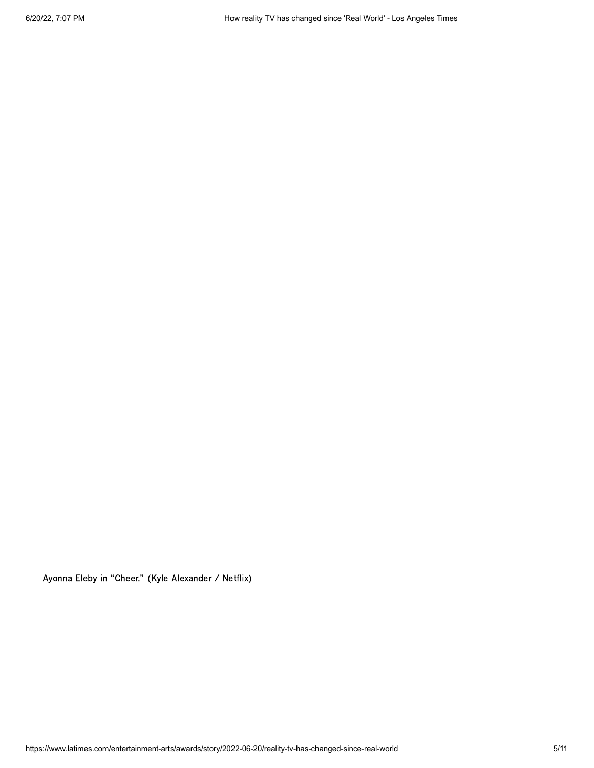Ayonna Eleby in “Cheer.” (Kyle Alexander / Netflix)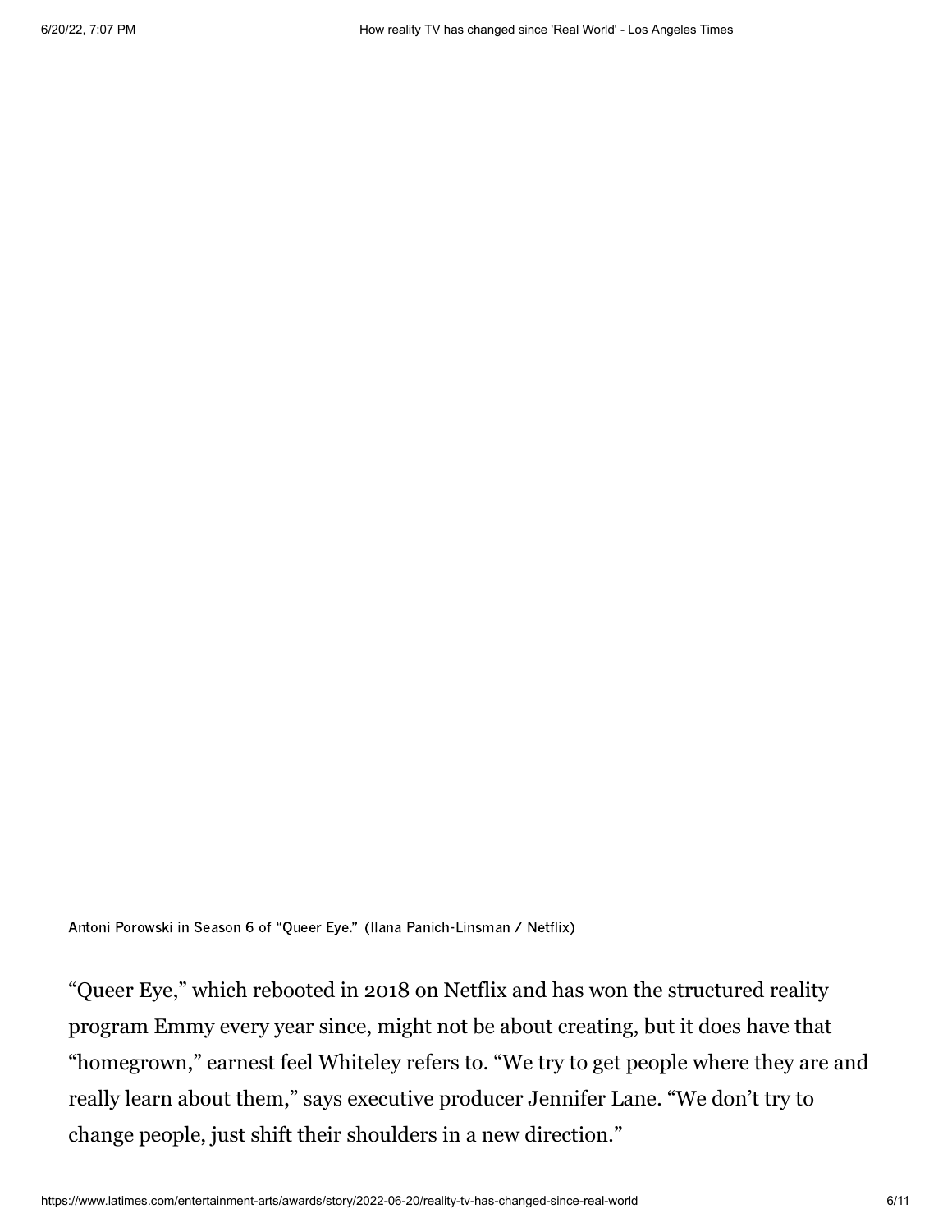Antoni Porowski in Season 6 of "Queer Eye." (Ilana Panich-Linsman / Netflix)

"Queer Eye," which rebooted in 2018 on Netflix and has won the structured reality program Emmy every year since, might not be about creating, but it does have that "homegrown," earnest feel Whiteley refers to. "We try to get people where they are and really learn about them," says executive producer Jennifer Lane. "We don't try to change people, just shift their shoulders in a new direction."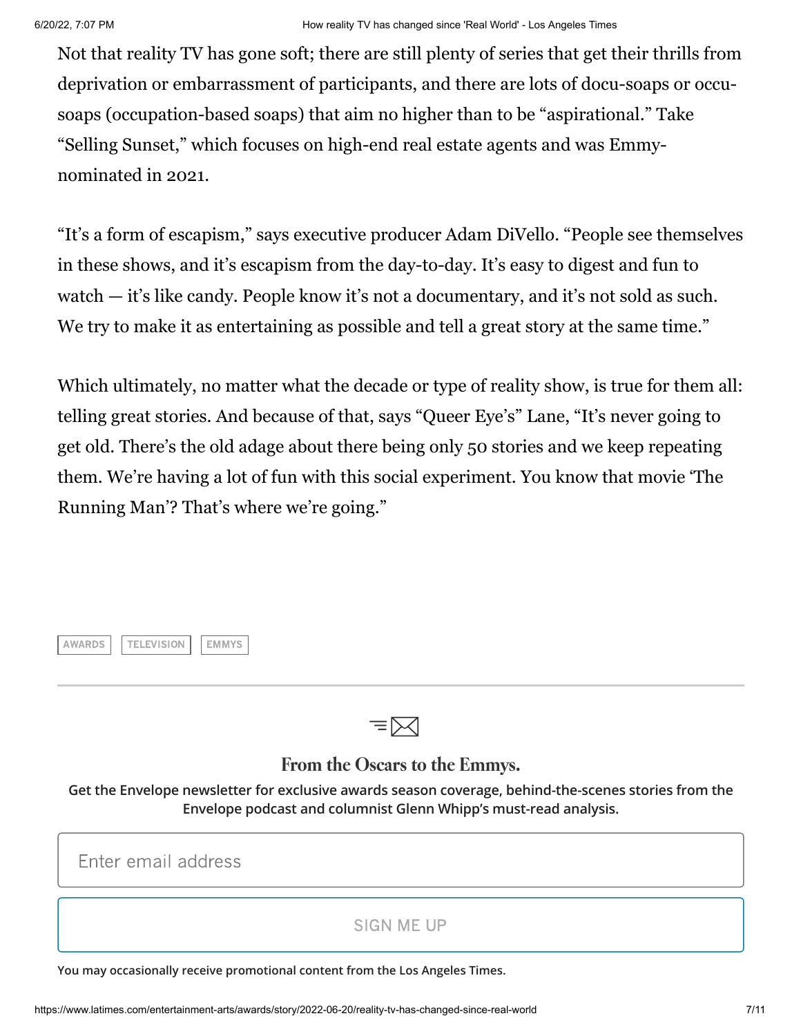Not that reality TV has gone soft; there are still plenty of series that get their thrills from deprivation or embarrassment of participants, and there are lots of docu-soaps or occu-soaps (occupation-based soaps) that aim no higher than to be "aspirational." Take "Selling Sunset," which focuses on high-end real estate agents and was Emmy-nominated in 2021.

"It's a form of escapism," says executive producer Adam DiVello. "People see themselves in these shows, and it's escapism from the day-to-day. It's easy to digest and fun to watch — it's like candy. People know it's not a documentary, and it's not sold as such. We try to make it as entertaining as possible and tell a great story at the same time."

Which ultimately, no matter what the decade or type of reality show, is true for them all: telling great stories. And because of that, says "Queer Eye's" Lane, "It's never going to get old. There's the old adage about there being only 50 stories and we keep repeating them. We're having a lot of fun with this social experiment. You know that movie 'The Running Man'? That's where we're going."

AWARDS TELEVISION EMMYS

### From the Oscars to the Emmys.

Get the Envelope newsletter for exclusive awards season coverage, behind-the-scenes stories from the Envelope podcast and columnist Glenn Whipp's must-read analysis.

Enter email address

SIGN ME UP

You may occasionally receive promotional content from the Los Angeles Times.